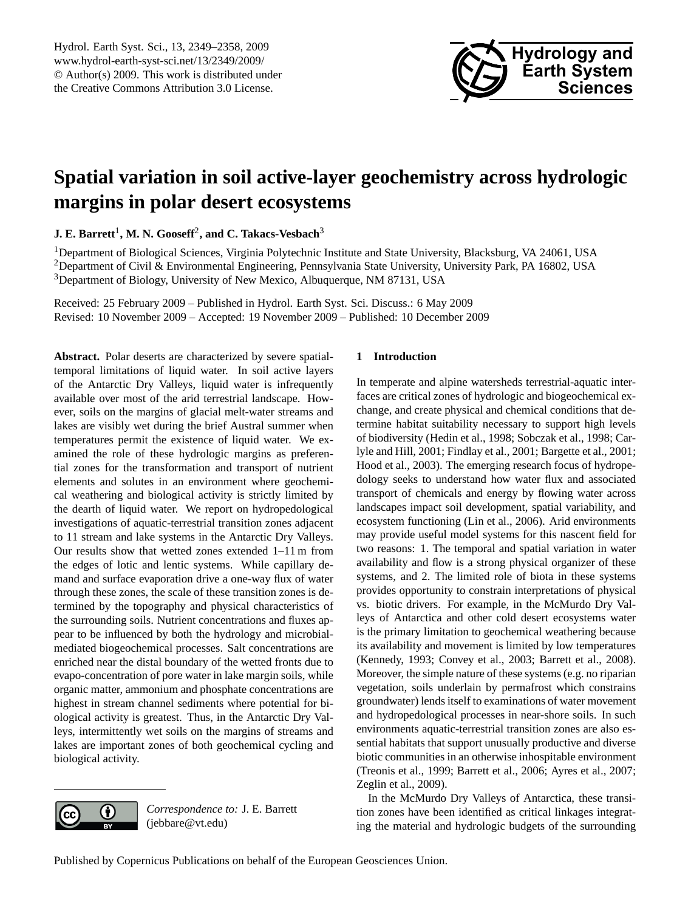# Spatial variation in soil active-layer geochemistry across hydrologic margins in polar desert ecosystems

**J. E. Barrett**[1], **M. N. Gooseff**[2], **and C. Takacs-Vesbach**[3]

[1]Department of Biological Sciences, Virginia Polytechnic Institute and State University, Blacksburg, VA 24061, USA
[2]Department of Civil & Environmental Engineering, Pennsylvania State University, University Park, PA 16802, USA
[3]Department of Biology, University of New Mexico, Albuquerque, NM 87131, USA

Received: 25 February 2009 – Published in Hydrol. Earth Syst. Sci. Discuss.: 6 May 2009
Revised: 10 November 2009 – Accepted: 19 November 2009 – Published: 10 December 2009

**Abstract.** Polar deserts are characterized by severe spatial-temporal limitations of liquid water. In soil active layers of the Antarctic Dry Valleys, liquid water is infrequently available over most of the arid terrestrial landscape. However, soils on the margins of glacial melt-water streams and lakes are visibly wet during the brief Austral summer when temperatures permit the existence of liquid water. We examined the role of these hydrologic margins as preferential zones for the transformation and transport of nutrient elements and solutes in an environment where geochemical weathering and biological activity is strictly limited by the dearth of liquid water. We report on hydropedological investigations of aquatic-terrestrial transition zones adjacent to 11 stream and lake systems in the Antarctic Dry Valleys. Our results show that wetted zones extended 1–11 m from the edges of lotic and lentic systems. While capillary demand and surface evaporation drive a one-way flux of water through these zones, the scale of these transition zones is determined by the topography and physical characteristics of the surrounding soils. Nutrient concentrations and fluxes appear to be influenced by both the hydrology and microbial-mediated biogeochemical processes. Salt concentrations are enriched near the distal boundary of the wetted fronts due to evapo-concentration of pore water in lake margin soils, while organic matter, ammonium and phosphate concentrations are highest in stream channel sediments where potential for biological activity is greatest. Thus, in the Antarctic Dry Valleys, intermittently wet soils on the margins of streams and lakes are important zones of both geochemical cycling and biological activity.

*Correspondence to:* J. E. Barrett (jebbare@vt.edu)

## 1 Introduction

In temperate and alpine watersheds terrestrial-aquatic interfaces are critical zones of hydrologic and biogeochemical exchange, and create physical and chemical conditions that determine habitat suitability necessary to support high levels of biodiversity (Hedin et al., 1998; Sobczak et al., 1998; Carlyle and Hill, 2001; Findlay et al., 2001; Bargette et al., 2001; Hood et al., 2003). The emerging research focus of hydropedology seeks to understand how water flux and associated transport of chemicals and energy by flowing water across landscapes impact soil development, spatial variability, and ecosystem functioning (Lin et al., 2006). Arid environments may provide useful model systems for this nascent field for two reasons: 1. The temporal and spatial variation in water availability and flow is a strong physical organizer of these systems, and 2. The limited role of biota in these systems provides opportunity to constrain interpretations of physical vs. biotic drivers. For example, in the McMurdo Dry Valleys of Antarctica and other cold desert ecosystems water is the primary limitation to geochemical weathering because its availability and movement is limited by low temperatures (Kennedy, 1993; Convey et al., 2003; Barrett et al., 2008). Moreover, the simple nature of these systems (e.g. no riparian vegetation, soils underlain by permafrost which constrains groundwater) lends itself to examinations of water movement and hydropedological processes in near-shore soils. In such environments aquatic-terrestrial transition zones are also essential habitats that support unusually productive and diverse biotic communities in an otherwise inhospitable environment (Treonis et al., 1999; Barrett et al., 2006; Ayres et al., 2007; Zeglin et al., 2009).

In the McMurdo Dry Valleys of Antarctica, these transition zones have been identified as critical linkages integrating the material and hydrologic budgets of the surrounding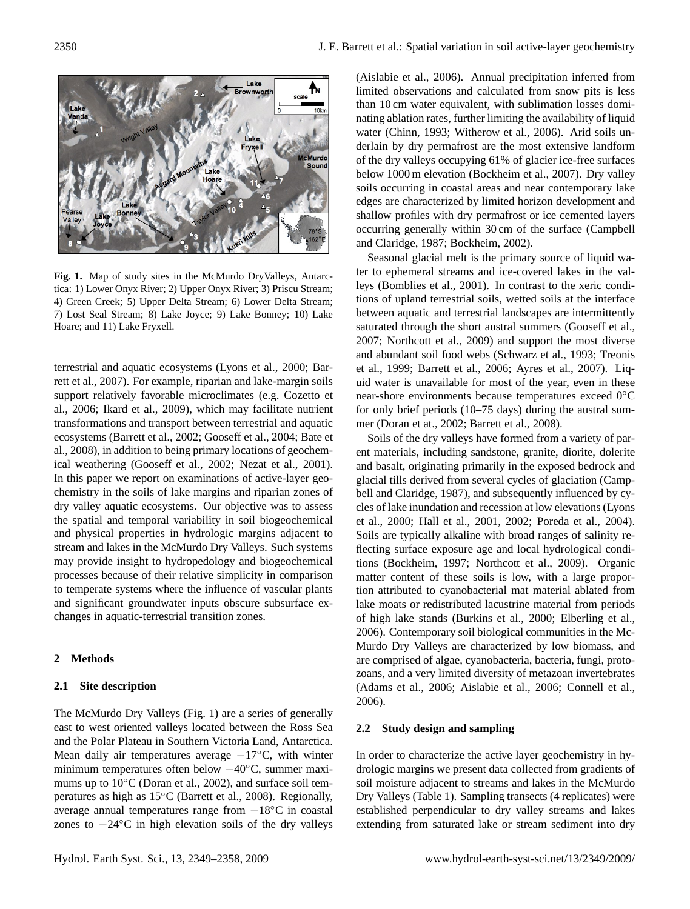**Fig. 1.** Map of study sites in the McMurdo DryValleys, Antarctica: 1) Lower Onyx River; 2) Upper Onyx River; 3) Priscu Stream; 4) Green Creek; 5) Upper Delta Stream; 6) Lower Delta Stream; 7) Lost Seal Stream; 8) Lake Joyce; 9) Lake Bonney; 10) Lake Hoare; and 11) Lake Fryxell.

terrestrial and aquatic ecosystems (Lyons et al., 2000; Barrett et al., 2007). For example, riparian and lake-margin soils support relatively favorable microclimates (e.g. Cozetto et al., 2006; Ikard et al., 2009), which may facilitate nutrient transformations and transport between terrestrial and aquatic ecosystems (Barrett et al., 2002; Gooseff et al., 2004; Bate et al., 2008), in addition to being primary locations of geochemical weathering (Gooseff et al., 2002; Nezat et al., 2001). In this paper we report on examinations of active-layer geochemistry in the soils of lake margins and riparian zones of dry valley aquatic ecosystems. Our objective was to assess the spatial and temporal variability in soil biogeochemical and physical properties in hydrologic margins adjacent to stream and lakes in the McMurdo Dry Valleys. Such systems may provide insight to hydropedology and biogeochemical processes because of their relative simplicity in comparison to temperate systems where the influence of vascular plants and significant groundwater inputs obscure subsurface exchanges in aquatic-terrestrial transition zones.

## 2 Methods

### 2.1 Site description

The McMurdo Dry Valleys (Fig. 1) are a series of generally east to west oriented valleys located between the Ross Sea and the Polar Plateau in Southern Victoria Land, Antarctica. Mean daily air temperatures average −17°C, with winter minimum temperatures often below −40°C, summer maximums up to 10°C (Doran et al., 2002), and surface soil temperatures as high as 15°C (Barrett et al., 2008). Regionally, average annual temperatures range from −18°C in coastal zones to −24°C in high elevation soils of the dry valleys (Aislabie et al., 2006). Annual precipitation inferred from limited observations and calculated from snow pits is less than 10 cm water equivalent, with sublimation losses dominating ablation rates, further limiting the availability of liquid water (Chinn, 1993; Witherow et al., 2006). Arid soils underlain by dry permafrost are the most extensive landform of the dry valleys occupying 61% of glacier ice-free surfaces below 1000 m elevation (Bockheim et al., 2007). Dry valley soils occurring in coastal areas and near contemporary lake edges are characterized by limited horizon development and shallow profiles with dry permafrost or ice cemented layers occurring generally within 30 cm of the surface (Campbell and Claridge, 1987; Bockheim, 2002).

Seasonal glacial melt is the primary source of liquid water to ephemeral streams and ice-covered lakes in the valleys (Bomblies et al., 2001). In contrast to the xeric conditions of upland terrestrial soils, wetted soils at the interface between aquatic and terrestrial landscapes are intermittently saturated through the short austral summers (Gooseff et al., 2007; Northcott et al., 2009) and support the most diverse and abundant soil food webs (Schwarz et al., 1993; Treonis et al., 1999; Barrett et al., 2006; Ayres et al., 2007). Liquid water is unavailable for most of the year, even in these near-shore environments because temperatures exceed 0°C for only brief periods (10–75 days) during the austral summer (Doran et at., 2002; Barrett et al., 2008).

Soils of the dry valleys have formed from a variety of parent materials, including sandstone, granite, diorite, dolerite and basalt, originating primarily in the exposed bedrock and glacial tills derived from several cycles of glaciation (Campbell and Claridge, 1987), and subsequently influenced by cycles of lake inundation and recession at low elevations (Lyons et al., 2000; Hall et al., 2001, 2002; Poreda et al., 2004). Soils are typically alkaline with broad ranges of salinity reflecting surface exposure age and local hydrological conditions (Bockheim, 1997; Northcott et al., 2009). Organic matter content of these soils is low, with a large proportion attributed to cyanobacterial mat material ablated from lake moats or redistributed lacustrine material from periods of high lake stands (Burkins et al., 2000; Elberling et al., 2006). Contemporary soil biological communities in the McMurdo Dry Valleys are characterized by low biomass, and are comprised of algae, cyanobacteria, bacteria, fungi, protozoans, and a very limited diversity of metazoan invertebrates (Adams et al., 2006; Aislabie et al., 2006; Connell et al., 2006).

### 2.2 Study design and sampling

In order to characterize the active layer geochemistry in hydrologic margins we present data collected from gradients of soil moisture adjacent to streams and lakes in the McMurdo Dry Valleys (Table 1). Sampling transects (4 replicates) were established perpendicular to dry valley streams and lakes extending from saturated lake or stream sediment into dry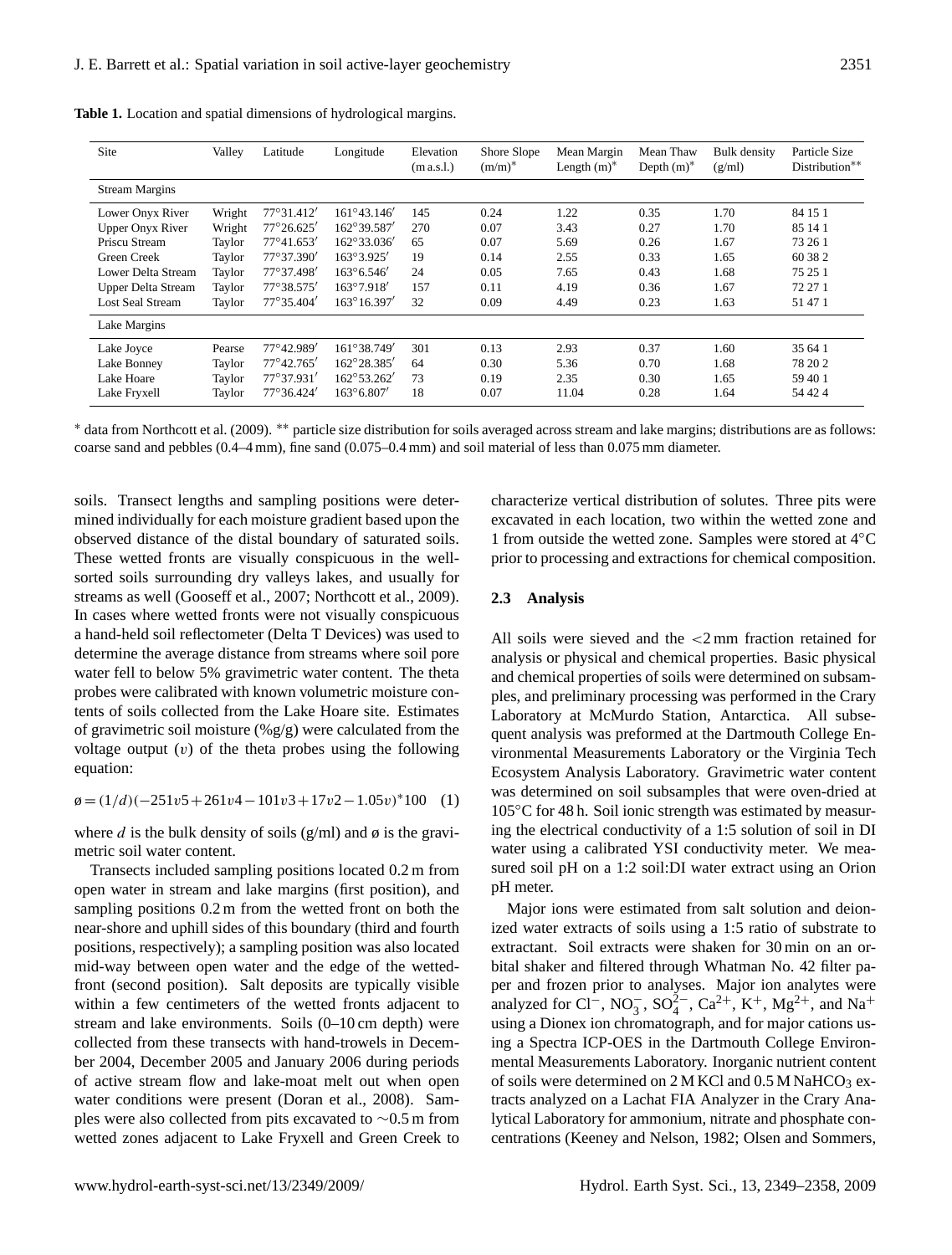**Table 1.** Location and spatial dimensions of hydrological margins.

| Site | Valley | Latitude | Longitude | Elevation (m a.s.l.) | Shore Slope (m/m)* | Mean Margin Length (m)* | Mean Thaw Depth (m)* | Bulk density (g/ml) | Particle Size Distribution** |
|---|---|---|---|---|---|---|---|---|---|
| Stream Margins | | | | | | | | | |
| Lower Onyx River | Wright | 77°31.412′ | 161°43.146′ | 145 | 0.24 | 1.22 | 0.35 | 1.70 | 84 15 1 |
| Upper Onyx River | Wright | 77°26.625′ | 162°39.587′ | 270 | 0.07 | 3.43 | 0.27 | 1.70 | 85 14 1 |
| Priscu Stream | Taylor | 77°41.653′ | 162°33.036′ | 65 | 0.07 | 5.69 | 0.26 | 1.67 | 73 26 1 |
| Green Creek | Taylor | 77°37.390′ | 163°3.925′ | 19 | 0.14 | 2.55 | 0.33 | 1.65 | 60 38 2 |
| Lower Delta Stream | Taylor | 77°37.498′ | 163°6.546′ | 24 | 0.05 | 7.65 | 0.43 | 1.68 | 75 25 1 |
| Upper Delta Stream | Taylor | 77°38.575′ | 163°7.918′ | 157 | 0.11 | 4.19 | 0.36 | 1.67 | 72 27 1 |
| Lost Seal Stream | Taylor | 77°35.404′ | 163°16.397′ | 32 | 0.09 | 4.49 | 0.23 | 1.63 | 51 47 1 |
| Lake Margins | | | | | | | | | |
| Lake Joyce | Pearse | 77°42.989′ | 161°38.749′ | 301 | 0.13 | 2.93 | 0.37 | 1.60 | 35 64 1 |
| Lake Bonney | Taylor | 77°42.765′ | 162°28.385′ | 64 | 0.30 | 5.36 | 0.70 | 1.68 | 78 20 2 |
| Lake Hoare | Taylor | 77°37.931′ | 162°53.262′ | 73 | 0.19 | 2.35 | 0.30 | 1.65 | 59 40 1 |
| Lake Fryxell | Taylor | 77°36.424′ | 163°6.807′ | 18 | 0.07 | 11.04 | 0.28 | 1.64 | 54 42 4 |

* data from Northcott et al. (2009). ** particle size distribution for soils averaged across stream and lake margins; distributions are as follows: coarse sand and pebbles (0.4–4 mm), fine sand (0.075–0.4 mm) and soil material of less than 0.075 mm diameter.

soils. Transect lengths and sampling positions were determined individually for each moisture gradient based upon the observed distance of the distal boundary of saturated soils. These wetted fronts are visually conspicuous in the well-sorted soils surrounding dry valleys lakes, and usually for streams as well (Gooseff et al., 2007; Northcott et al., 2009). In cases where wetted fronts were not visually conspicuous a hand-held soil reflectometer (Delta T Devices) was used to determine the average distance from streams where soil pore water fell to below 5% gravimetric water content. The theta probes were calibrated with known volumetric moisture contents of soils collected from the Lake Hoare site. Estimates of gravimetric soil moisture (%g/g) were calculated from the voltage output ($v$) of the theta probes using the following equation:

$$ø = (1/d)(-251v5 + 261v4 - 101v3 + 17v2 - 1.05v)^{*}100 \quad (1)$$

where $d$ is the bulk density of soils (g/ml) and ø is the gravimetric soil water content.

Transects included sampling positions located 0.2 m from open water in stream and lake margins (first position), and sampling positions 0.2 m from the wetted front on both the near-shore and uphill sides of this boundary (third and fourth positions, respectively); a sampling position was also located mid-way between open water and the edge of the wetted-front (second position). Salt deposits are typically visible within a few centimeters of the wetted fronts adjacent to stream and lake environments. Soils (0–10 cm depth) were collected from these transects with hand-trowels in December 2004, December 2005 and January 2006 during periods of active stream flow and lake-moat melt out when open water conditions were present (Doran et al., 2008). Samples were also collected from pits excavated to ~0.5 m from wetted zones adjacent to Lake Fryxell and Green Creek to characterize vertical distribution of solutes. Three pits were excavated in each location, two within the wetted zone and 1 from outside the wetted zone. Samples were stored at 4°C prior to processing and extractions for chemical composition.

### 2.3 Analysis

All soils were sieved and the <2 mm fraction retained for analysis or physical and chemical properties. Basic physical and chemical properties of soils were determined on subsamples, and preliminary processing was performed in the Crary Laboratory at McMurdo Station, Antarctica. All subsequent analysis was preformed at the Dartmouth College Environmental Measurements Laboratory or the Virginia Tech Ecosystem Analysis Laboratory. Gravimetric water content was determined on soil subsamples that were oven-dried at 105°C for 48 h. Soil ionic strength was estimated by measuring the electrical conductivity of a 1:5 solution of soil in DI water using a calibrated YSI conductivity meter. We measured soil pH on a 1:2 soil:DI water extract using an Orion pH meter.

Major ions were estimated from salt solution and deionized water extracts of soils using a 1:5 ratio of substrate to extractant. Soil extracts were shaken for 30 min on an orbital shaker and filtered through Whatman No. 42 filter paper and frozen prior to analyses. Major ion analytes were analyzed for $Cl^{-}$, $NO_3^{-}$, $SO_4^{2-}$, $Ca^{2+}$, $K^{+}$, $Mg^{2+}$, and $Na^{+}$ using a Dionex ion chromatograph, and for major cations using a Spectra ICP-OES in the Dartmouth College Environmental Measurements Laboratory. Inorganic nutrient content of soils were determined on 2 M KCl and 0.5 M $NaHCO_3$ extracts analyzed on a Lachat FIA Analyzer in the Crary Analytical Laboratory for ammonium, nitrate and phosphate concentrations (Keeney and Nelson, 1982; Olsen and Sommers,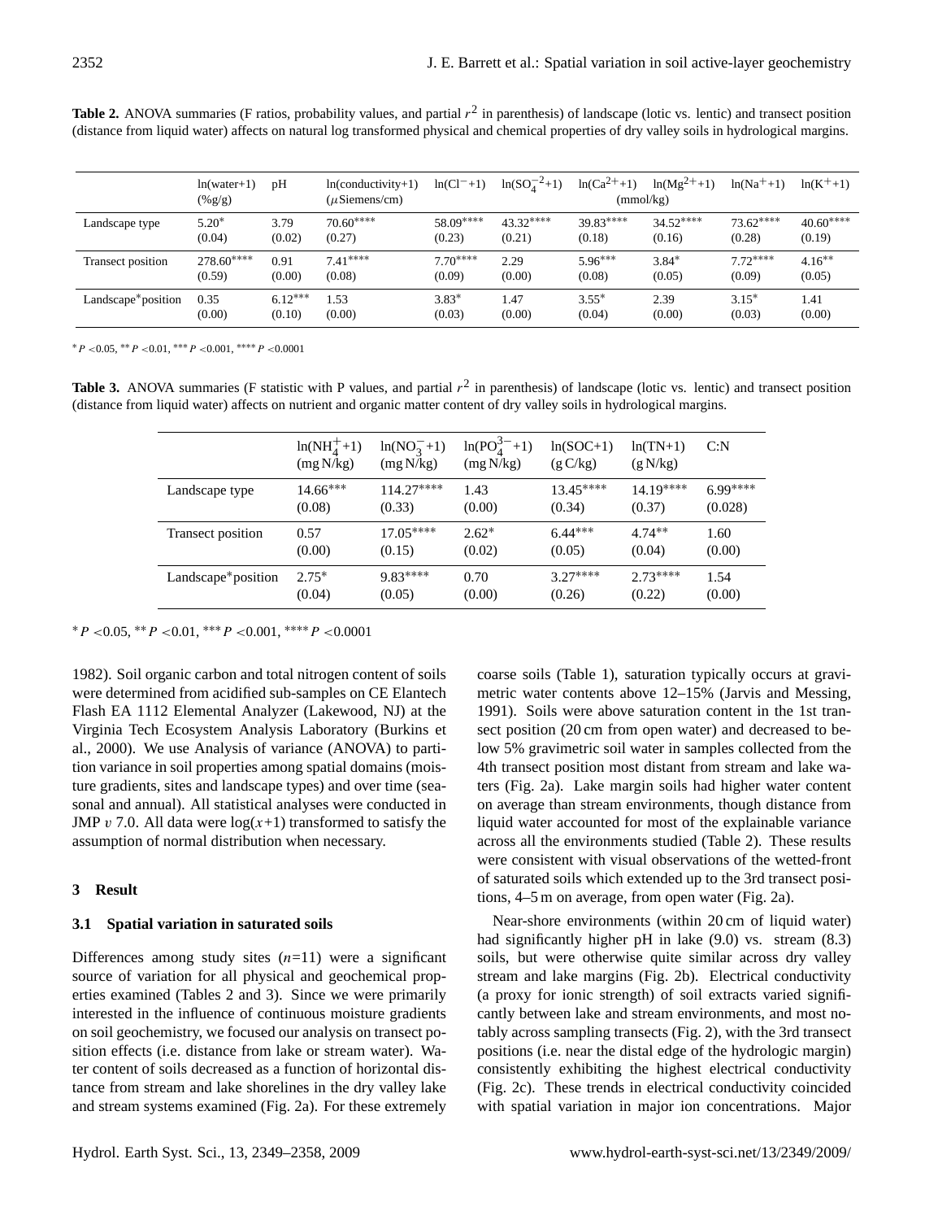**Table 2.** ANOVA summaries (F ratios, probability values, and partial $r^2$ in parenthesis) of landscape (lotic vs. lentic) and transect position (distance from liquid water) affects on natural log transformed physical and chemical properties of dry valley soils in hydrological margins.

| | ln(water+1) (%g/g) | pH | ln(conductivity+1) ($\mu$Siemens/cm) | $\ln(Cl^{-}+1)$ | $\ln(SO_4^{-2}+1)$ | $\ln(Ca^{2+}+1)$ (mmol/kg) | $\ln(Mg^{2+}+1)$ (mmol/kg) | $\ln(Na^{+}+1)$ | $\ln(K^{+}+1)$ |
|---|---|---|---|---|---|---|---|---|---|
| Landscape type | 5.20* (0.04) | 3.79 (0.02) | 70.60**** (0.27) | 58.09**** (0.23) | 43.32**** (0.21) | 39.83**** (0.18) | 34.52**** (0.16) | 73.62**** (0.28) | 40.60**** (0.19) |
| Transect position | 278.60**** (0.59) | 0.91 (0.00) | 7.41**** (0.08) | 7.70**** (0.09) | 2.29 (0.00) | 5.96*** (0.08) | 3.84* (0.05) | 7.72**** (0.09) | 4.16** (0.05) |
| Landscape*position | 0.35 (0.00) | 6.12*** (0.10) | 1.53 (0.00) | 3.83* (0.03) | 1.47 (0.00) | 3.55* (0.04) | 2.39 (0.00) | 3.15* (0.03) | 1.41 (0.00) |

* $P<0.05$, ** $P<0.01$, *** $P<0.001$, **** $P<0.0001$

**Table 3.** ANOVA summaries (F statistic with P values, and partial $r^2$ in parenthesis) of landscape (lotic vs. lentic) and transect position (distance from liquid water) affects on nutrient and organic matter content of dry valley soils in hydrological margins.

| | $\ln(NH_4^{+}+1)$ (mg N/kg) | $\ln(NO_3^{-}+1)$ (mg N/kg) | $\ln(PO_4^{3-}+1)$ (mg N/kg) | ln(SOC+1) (g C/kg) | ln(TN+1) (g N/kg) | C:N |
|---|---|---|---|---|---|---|
| Landscape type | 14.66*** (0.08) | 114.27**** (0.33) | 1.43 (0.00) | 13.45**** (0.34) | 14.19**** (0.37) | 6.99**** (0.028) |
| Transect position | 0.57 (0.00) | 17.05**** (0.15) | 2.62* (0.02) | 6.44*** (0.05) | 4.74** (0.04) | 1.60 (0.00) |
| Landscape*position | 2.75* (0.04) | 9.83**** (0.05) | 0.70 (0.00) | 3.27**** (0.26) | 2.73**** (0.22) | 1.54 (0.00) |

* $P<0.05$, ** $P<0.01$, *** $P<0.001$, **** $P<0.0001$

1982). Soil organic carbon and total nitrogen content of soils were determined from acidified sub-samples on CE Elantech Flash EA 1112 Elemental Analyzer (Lakewood, NJ) at the Virginia Tech Ecosystem Analysis Laboratory (Burkins et al., 2000). We use Analysis of variance (ANOVA) to partition variance in soil properties among spatial domains (moisture gradients, sites and landscape types) and over time (seasonal and annual). All statistical analyses were conducted in JMP $v$ 7.0. All data were $\log(x+1)$ transformed to satisfy the assumption of normal distribution when necessary.

## 3 Result

### 3.1 Spatial variation in saturated soils

Differences among study sites ($n$=11) were a significant source of variation for all physical and geochemical properties examined (Tables 2 and 3). Since we were primarily interested in the influence of continuous moisture gradients on soil geochemistry, we focused our analysis on transect position effects (i.e. distance from lake or stream water). Water content of soils decreased as a function of horizontal distance from stream and lake shorelines in the dry valley lake and stream systems examined (Fig. 2a). For these extremely coarse soils (Table 1), saturation typically occurs at gravimetric water contents above 12–15% (Jarvis and Messing, 1991). Soils were above saturation content in the 1st transect position (20 cm from open water) and decreased to below 5% gravimetric soil water in samples collected from the 4th transect position most distant from stream and lake waters (Fig. 2a). Lake margin soils had higher water content on average than stream environments, though distance from liquid water accounted for most of the explainable variance across all the environments studied (Table 2). These results were consistent with visual observations of the wetted-front of saturated soils which extended up to the 3rd transect positions, 4–5 m on average, from open water (Fig. 2a).

Near-shore environments (within 20 cm of liquid water) had significantly higher pH in lake (9.0) vs. stream (8.3) soils, but were otherwise quite similar across dry valley stream and lake margins (Fig. 2b). Electrical conductivity (a proxy for ionic strength) of soil extracts varied significantly between lake and stream environments, and most notably across sampling transects (Fig. 2), with the 3rd transect positions (i.e. near the distal edge of the hydrologic margin) consistently exhibiting the highest electrical conductivity (Fig. 2c). These trends in electrical conductivity coincided with spatial variation in major ion concentrations. Major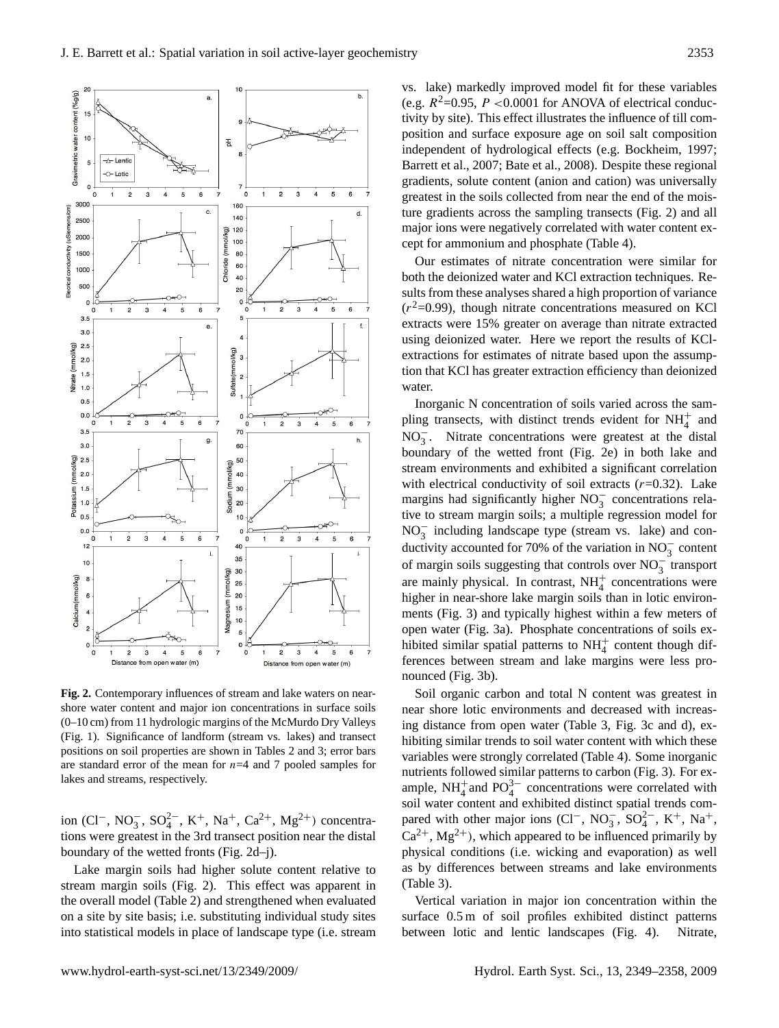**Fig. 2.** Contemporary influences of stream and lake waters on near-shore water content and major ion concentrations in surface soils (0–10 cm) from 11 hydrologic margins of the McMurdo Dry Valleys (Fig. 1). Significance of landform (stream vs. lakes) and transect positions on soil properties are shown in Tables 2 and 3; error bars are standard error of the mean for $n$=4 and 7 pooled samples for lakes and streams, respectively.

ion ($Cl^-$, $NO_3^-$, $SO_4^{2-}$, $K^+$, $Na^+$, $Ca^{2+}$, $Mg^{2+}$) concentrations were greatest in the 3rd transect position near the distal boundary of the wetted fronts (Fig. 2d–j).

Lake margin soils had higher solute content relative to stream margin soils (Fig. 2). This effect was apparent in the overall model (Table 2) and strengthened when evaluated on a site by site basis; i.e. substituting individual study sites into statistical models in place of landscape type (i.e. stream vs. lake) markedly improved model fit for these variables (e.g. $R^2$=0.95, $P$ <0.0001 for ANOVA of electrical conductivity by site). This effect illustrates the influence of till composition and surface exposure age on soil salt composition independent of hydrological effects (e.g. Bockheim, 1997; Barrett et al., 2007; Bate et al., 2008). Despite these regional gradients, solute content (anion and cation) was universally greatest in the soils collected from near the end of the moisture gradients across the sampling transects (Fig. 2) and all major ions were negatively correlated with water content except for ammonium and phosphate (Table 4).

Our estimates of nitrate concentration were similar for both the deionized water and KCl extraction techniques. Results from these analyses shared a high proportion of variance ($r^2$=0.99), though nitrate concentrations measured on KCl extracts were 15% greater on average than nitrate extracted using deionized water. Here we report the results of KCl-extractions for estimates of nitrate based upon the assumption that KCl has greater extraction efficiency than deionized water.

Inorganic N concentration of soils varied across the sampling transects, with distinct trends evident for $NH_4^+$ and $NO_3^-$. Nitrate concentrations were greatest at the distal boundary of the wetted front (Fig. 2e) in both lake and stream environments and exhibited a significant correlation with electrical conductivity of soil extracts ($r$=0.32). Lake margins had significantly higher $NO_3^-$ concentrations relative to stream margin soils; a multiple regression model for $NO_3^-$ including landscape type (stream vs. lake) and conductivity accounted for 70% of the variation in $NO_3^-$ content of margin soils suggesting that controls over $NO_3^-$ transport are mainly physical. In contrast, $NH_4^+$ concentrations were higher in near-shore lake margin soils than in lotic environments (Fig. 3) and typically highest within a few meters of open water (Fig. 3a). Phosphate concentrations of soils exhibited similar spatial patterns to $NH_4^+$ content though differences between stream and lake margins were less pronounced (Fig. 3b).

Soil organic carbon and total N content was greatest in near shore lotic environments and decreased with increasing distance from open water (Table 3, Fig. 3c and d), exhibiting similar trends to soil water content with which these variables were strongly correlated (Table 4). Some inorganic nutrients followed similar patterns to carbon (Fig. 3). For example, $NH_4^+$ and $PO_4^{3-}$ concentrations were correlated with soil water content and exhibited distinct spatial trends compared with other major ions ($Cl^-$, $NO_3^-$, $SO_4^{2-}$, $K^+$, $Na^+$, $Ca^{2+}$, $Mg^{2+}$), which appeared to be influenced primarily by physical conditions (i.e. wicking and evaporation) as well as by differences between streams and lake environments (Table 3).

Vertical variation in major ion concentration within the surface 0.5 m of soil profiles exhibited distinct patterns between lotic and lentic landscapes (Fig. 4). Nitrate,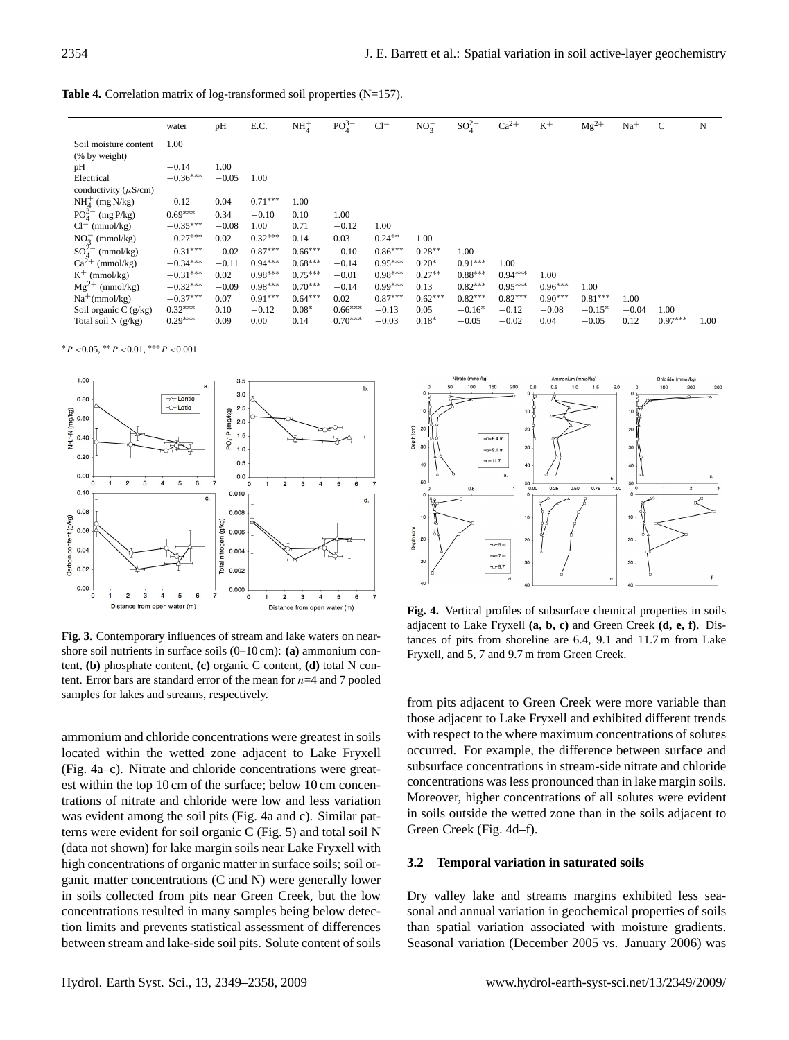**Table 4.** Correlation matrix of log-transformed soil properties (N=157).

| | water | pH | E.C. | $NH_4^+$ | $PO_4^{3-}$ | $Cl^-$ | $NO_3^-$ | $SO_4^{2-}$ | $Ca^{2+}$ | $K^+$ | $Mg^{2+}$ | $Na^+$ | C | N |
|---|---|---|---|---|---|---|---|---|---|---|---|---|---|---|
| Soil moisture content (% by weight) | 1.00 | | | | | | | | | | | | | |
| pH | −0.14 | 1.00 | | | | | | | | | | | | |
| Electrical conductivity ($\mu$S/cm) | −0.36*** | −0.05 | 1.00 | | | | | | | | | | | |
| $NH_4^+$ (mg N/kg) | −0.12 | 0.04 | 0.71*** | 1.00 | | | | | | | | | | |
| $PO_4^{3-}$ (mg P/kg) | 0.69*** | 0.34 | −0.10 | 0.10 | 1.00 | | | | | | | | | |
| $Cl^-$ (mmol/kg) | −0.35*** | −0.08 | 1.00 | 0.71 | −0.12 | 1.00 | | | | | | | | |
| $NO_3^-$ (mmol/kg) | −0.27*** | 0.02 | 0.32*** | 0.14 | 0.03 | 0.24** | 1.00 | | | | | | | |
| $SO_4^{2-}$ (mmol/kg) | −0.31*** | −0.02 | 0.87*** | 0.66*** | −0.10 | 0.86*** | 0.28** | 1.00 | | | | | | |
| $Ca^{2+}$ (mmol/kg) | −0.34*** | −0.11 | 0.94*** | 0.68*** | −0.14 | 0.95*** | 0.20* | 0.91*** | 1.00 | | | | | |
| $K^+$ (mmol/kg) | −0.31*** | 0.02 | 0.98*** | 0.75*** | −0.01 | 0.98*** | 0.27** | 0.88*** | 0.94*** | 1.00 | | | | |
| $Mg^{2+}$ (mmol/kg) | −0.32*** | −0.09 | 0.98*** | 0.70*** | −0.14 | 0.99*** | 0.13 | 0.82*** | 0.95*** | 0.96*** | 1.00 | | | |
| $Na^+$(mmol/kg) | −0.37*** | 0.07 | 0.91*** | 0.64*** | 0.02 | 0.87*** | 0.62*** | 0.82*** | 0.82*** | 0.90*** | 0.81*** | 1.00 | | |
| Soil organic C (g/kg) | 0.32*** | 0.10 | −0.12 | 0.08* | 0.66*** | −0.13 | 0.05 | −0.16* | −0.12 | −0.08 | −0.15* | −0.04 | 1.00 | |
| Total soil N (g/kg) | 0.29*** | 0.09 | 0.00 | 0.14 | 0.70*** | −0.03 | 0.18* | −0.05 | −0.02 | 0.04 | −0.05 | 0.12 | 0.97*** | 1.00 |

* $P<0.05$, ** $P<0.01$, *** $P<0.001$

**Fig. 3.** Contemporary influences of stream and lake waters on near-shore soil nutrients in surface soils (0–10 cm): **(a)** ammonium content, **(b)** phosphate content, **(c)** organic C content, **(d)** total N content. Error bars are standard error of the mean for $n$=4 and 7 pooled samples for lakes and streams, respectively.

**Fig. 4.** Vertical profiles of subsurface chemical properties in soils adjacent to Lake Fryxell **(a, b, c)** and Green Creek **(d, e, f)**. Distances of pits from shoreline are 6.4, 9.1 and 11.7 m from Lake Fryxell, and 5, 7 and 9.7 m from Green Creek.

ammonium and chloride concentrations were greatest in soils located within the wetted zone adjacent to Lake Fryxell (Fig. 4a–c). Nitrate and chloride concentrations were greatest within the top 10 cm of the surface; below 10 cm concentrations of nitrate and chloride were low and less variation was evident among the soil pits (Fig. 4a and c). Similar patterns were evident for soil organic C (Fig. 5) and total soil N (data not shown) for lake margin soils near Lake Fryxell with high concentrations of organic matter in surface soils; soil organic matter concentrations (C and N) were generally lower in soils collected from pits near Green Creek, but the low concentrations resulted in many samples being below detection limits and prevents statistical assessment of differences between stream and lake-side soil pits. Solute content of soils from pits adjacent to Green Creek were more variable than those adjacent to Lake Fryxell and exhibited different trends with respect to the where maximum concentrations of solutes occurred. For example, the difference between surface and subsurface concentrations in stream-side nitrate and chloride concentrations was less pronounced than in lake margin soils. Moreover, higher concentrations of all solutes were evident in soils outside the wetted zone than in the soils adjacent to Green Creek (Fig. 4d–f).

### 3.2 Temporal variation in saturated soils

Dry valley lake and streams margins exhibited less seasonal and annual variation in geochemical properties of soils than spatial variation associated with moisture gradients. Seasonal variation (December 2005 vs. January 2006) was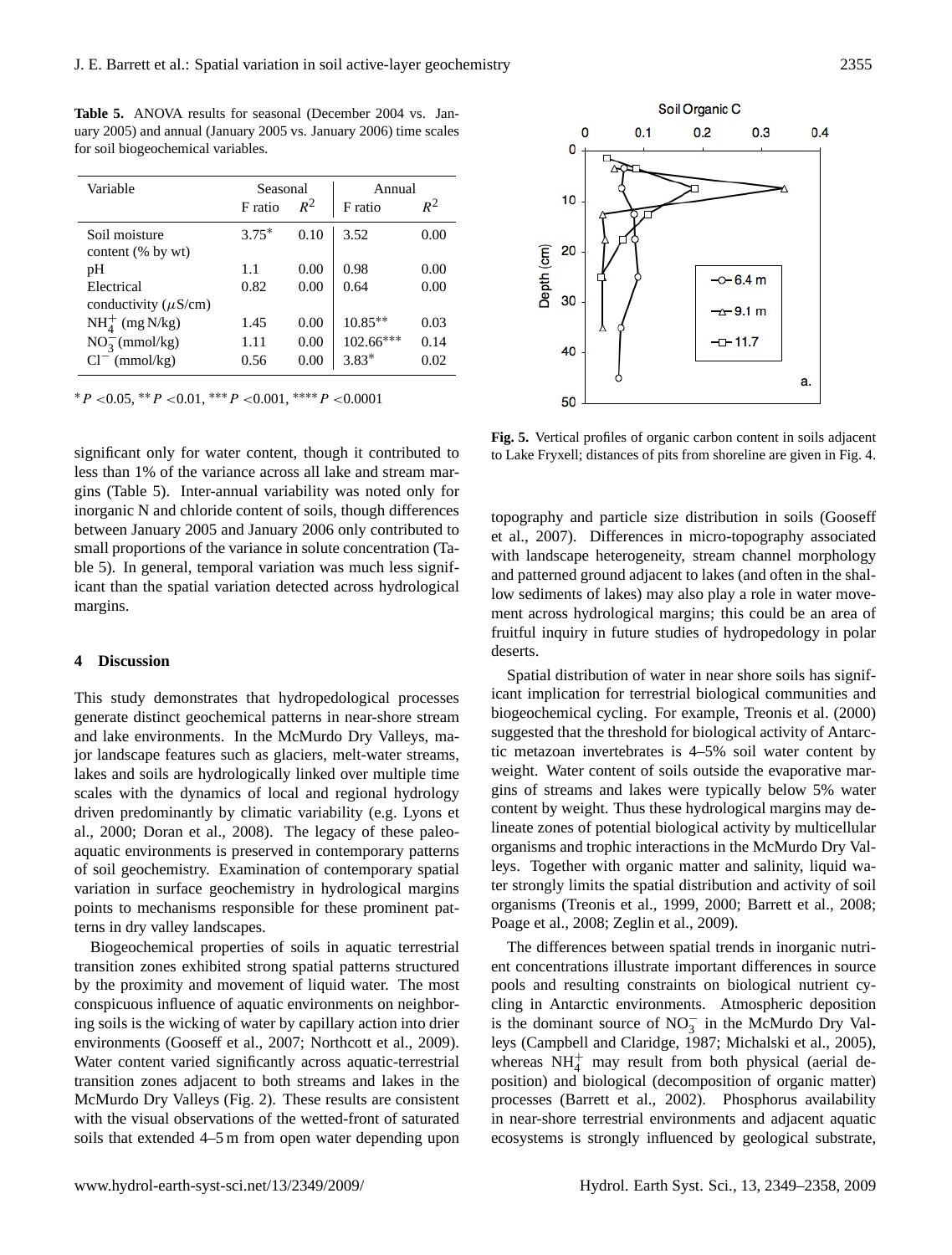**Table 5.** ANOVA results for seasonal (December 2004 vs. January 2005) and annual (January 2005 vs. January 2006) time scales for soil biogeochemical variables.

| Variable | Seasonal | | Annual | |
|---|---|---|---|---|
| | F ratio | $R^2$ | F ratio | $R^2$ |
| Soil moisture content (% by wt) | 3.75* | 0.10 | 3.52 | 0.00 |
| pH | 1.1 | 0.00 | 0.98 | 0.00 |
| Electrical conductivity ($\mu$S/cm) | 0.82 | 0.00 | 0.64 | 0.00 |
| $NH_4^+$ (mg N/kg) | 1.45 | 0.00 | 10.85** | 0.03 |
| $NO_3^-$ (mmol/kg) | 1.11 | 0.00 | 102.66*** | 0.14 |
| $Cl^-$ (mmol/kg) | 0.56 | 0.00 | 3.83* | 0.02 |

* $P<0.05$, ** $P<0.01$, *** $P<0.001$, **** $P<0.0001$

significant only for water content, though it contributed to less than 1% of the variance across all lake and stream margins (Table 5). Inter-annual variability was noted only for inorganic N and chloride content of soils, though differences between January 2005 and January 2006 only contributed to small proportions of the variance in solute concentration (Table 5). In general, temporal variation was much less significant than the spatial variation detected across hydrological margins.

## 4 Discussion

This study demonstrates that hydropedological processes generate distinct geochemical patterns in near-shore stream and lake environments. In the McMurdo Dry Valleys, major landscape features such as glaciers, melt-water streams, lakes and soils are hydrologically linked over multiple time scales with the dynamics of local and regional hydrology driven predominantly by climatic variability (e.g. Lyons et al., 2000; Doran et al., 2008). The legacy of these paleo-aquatic environments is preserved in contemporary patterns of soil geochemistry. Examination of contemporary spatial variation in surface geochemistry in hydrological margins points to mechanisms responsible for these prominent patterns in dry valley landscapes.

Biogeochemical properties of soils in aquatic terrestrial transition zones exhibited strong spatial patterns structured by the proximity and movement of liquid water. The most conspicuous influence of aquatic environments on neighboring soils is the wicking of water by capillary action into drier environments (Gooseff et al., 2007; Northcott et al., 2009). Water content varied significantly across aquatic-terrestrial transition zones adjacent to both streams and lakes in the McMurdo Dry Valleys (Fig. 2). These results are consistent with the visual observations of the wetted-front of saturated soils that extended 4–5 m from open water depending upon topography and particle size distribution in soils (Gooseff et al., 2007). Differences in micro-topography associated with landscape heterogeneity, stream channel morphology and patterned ground adjacent to lakes (and often in the shallow sediments of lakes) may also play a role in water movement across hydrological margins; this could be an area of fruitful inquiry in future studies of hydropedology in polar deserts.

**Fig. 5.** Vertical profiles of organic carbon content in soils adjacent to Lake Fryxell; distances of pits from shoreline are given in Fig. 4.

Spatial distribution of water in near shore soils has significant implication for terrestrial biological communities and biogeochemical cycling. For example, Treonis et al. (2000) suggested that the threshold for biological activity of Antarctic metazoan invertebrates is 4–5% soil water content by weight. Water content of soils outside the evaporative margins of streams and lakes were typically below 5% water content by weight. Thus these hydrological margins may delineate zones of potential biological activity by multicellular organisms and trophic interactions in the McMurdo Dry Valleys. Together with organic matter and salinity, liquid water strongly limits the spatial distribution and activity of soil organisms (Treonis et al., 1999, 2000; Barrett et al., 2008; Poage et al., 2008; Zeglin et al., 2009).

The differences between spatial trends in inorganic nutrient concentrations illustrate important differences in source pools and resulting constraints on biological nutrient cycling in Antarctic environments. Atmospheric deposition is the dominant source of $NO_3^-$ in the McMurdo Dry Valleys (Campbell and Claridge, 1987; Michalski et al., 2005), whereas $NH_4^+$ may result from both physical (aerial deposition) and biological (decomposition of organic matter) processes (Barrett et al., 2002). Phosphorus availability in near-shore terrestrial environments and adjacent aquatic ecosystems is strongly influenced by geological substrate,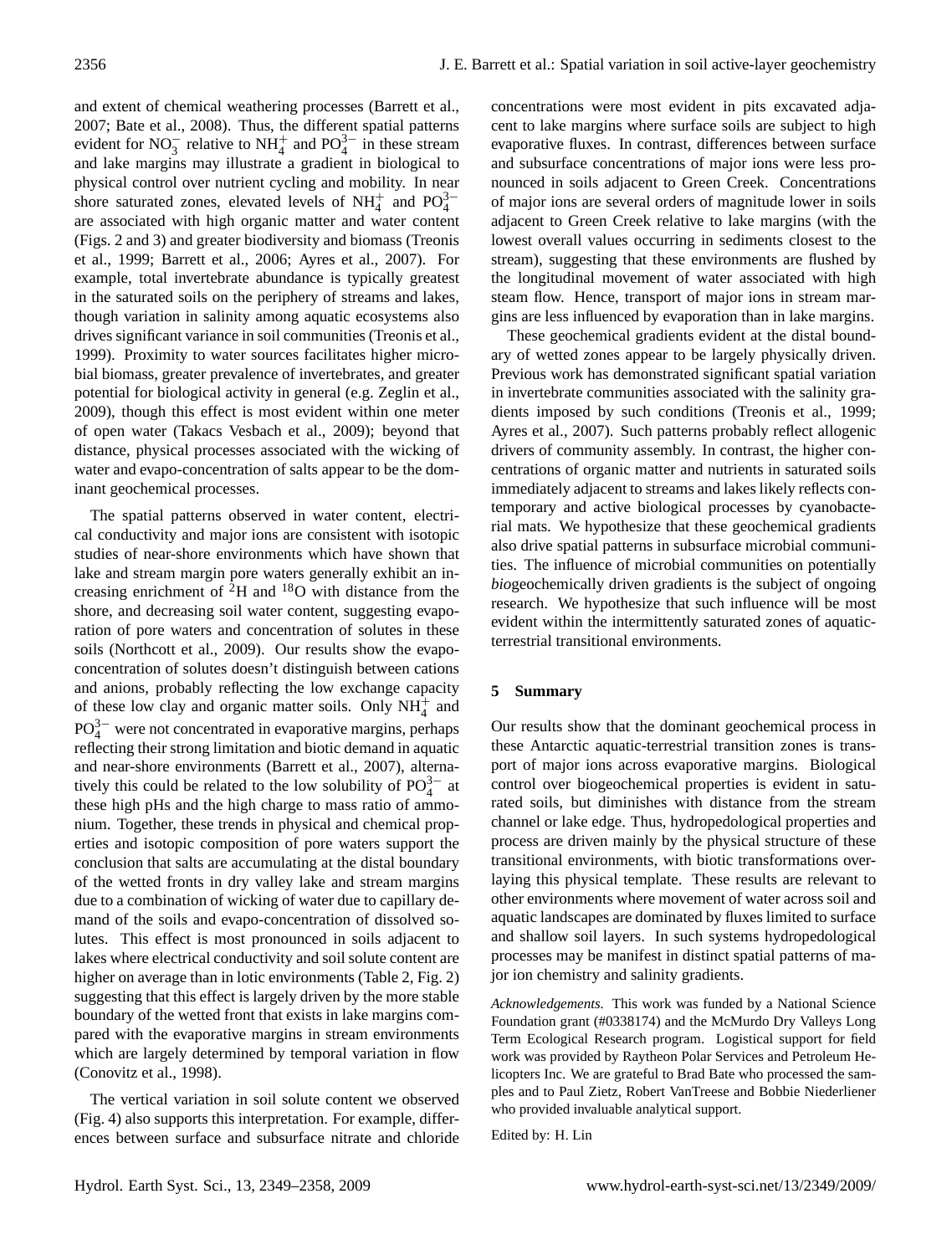and extent of chemical weathering processes (Barrett et al., 2007; Bate et al., 2008). Thus, the different spatial patterns evident for $NO_3^-$ relative to $NH_4^+$ and $PO_4^{3-}$ in these stream and lake margins may illustrate a gradient in biological to physical control over nutrient cycling and mobility. In near shore saturated zones, elevated levels of $NH_4^+$ and $PO_4^{3-}$ are associated with high organic matter and water content (Figs. 2 and 3) and greater biodiversity and biomass (Treonis et al., 1999; Barrett et al., 2006; Ayres et al., 2007). For example, total invertebrate abundance is typically greatest in the saturated soils on the periphery of streams and lakes, though variation in salinity among aquatic ecosystems also drives significant variance in soil communities (Treonis et al., 1999). Proximity to water sources facilitates higher microbial biomass, greater prevalence of invertebrates, and greater potential for biological activity in general (e.g. Zeglin et al., 2009), though this effect is most evident within one meter of open water (Takacs Vesbach et al., 2009); beyond that distance, physical processes associated with the wicking of water and evapo-concentration of salts appear to be the dominant geochemical processes.

The spatial patterns observed in water content, electrical conductivity and major ions are consistent with isotopic studies of near-shore environments which have shown that lake and stream margin pore waters generally exhibit an increasing enrichment of $^2H$ and $^{18}O$ with distance from the shore, and decreasing soil water content, suggesting evaporation of pore waters and concentration of solutes in these soils (Northcott et al., 2009). Our results show the evapo-concentration of solutes doesn't distinguish between cations and anions, probably reflecting the low exchange capacity of these low clay and organic matter soils. Only $NH_4^+$ and $PO_4^{3-}$ were not concentrated in evaporative margins, perhaps reflecting their strong limitation and biotic demand in aquatic and near-shore environments (Barrett et al., 2007), alternatively this could be related to the low solubility of $PO_4^{3-}$ at these high pHs and the high charge to mass ratio of ammonium. Together, these trends in physical and chemical properties and isotopic composition of pore waters support the conclusion that salts are accumulating at the distal boundary of the wetted fronts in dry valley lake and stream margins due to a combination of wicking of water due to capillary demand of the soils and evapo-concentration of dissolved solutes. This effect is most pronounced in soils adjacent to lakes where electrical conductivity and soil solute content are higher on average than in lotic environments (Table 2, Fig. 2) suggesting that this effect is largely driven by the more stable boundary of the wetted front that exists in lake margins compared with the evaporative margins in stream environments which are largely determined by temporal variation in flow (Conovitz et al., 1998).

The vertical variation in soil solute content we observed (Fig. 4) also supports this interpretation. For example, differences between surface and subsurface nitrate and chloride concentrations were most evident in pits excavated adjacent to lake margins where surface soils are subject to high evaporative fluxes. In contrast, differences between surface and subsurface concentrations of major ions were less pronounced in soils adjacent to Green Creek. Concentrations of major ions are several orders of magnitude lower in soils adjacent to Green Creek relative to lake margins (with the lowest overall values occurring in sediments closest to the stream), suggesting that these environments are flushed by the longitudinal movement of water associated with high steam flow. Hence, transport of major ions in stream margins are less influenced by evaporation than in lake margins.

These geochemical gradients evident at the distal boundary of wetted zones appear to be largely physically driven. Previous work has demonstrated significant spatial variation in invertebrate communities associated with the salinity gradients imposed by such conditions (Treonis et al., 1999; Ayres et al., 2007). Such patterns probably reflect allogenic drivers of community assembly. In contrast, the higher concentrations of organic matter and nutrients in saturated soils immediately adjacent to streams and lakes likely reflects contemporary and active biological processes by cyanobacterial mats. We hypothesize that these geochemical gradients also drive spatial patterns in subsurface microbial communities. The influence of microbial communities on potentially *bio*geochemically driven gradients is the subject of ongoing research. We hypothesize that such influence will be most evident within the intermittently saturated zones of aquatic-terrestrial transitional environments.

## 5 Summary

Our results show that the dominant geochemical process in these Antarctic aquatic-terrestrial transition zones is transport of major ions across evaporative margins. Biological control over biogeochemical properties is evident in saturated soils, but diminishes with distance from the stream channel or lake edge. Thus, hydropedological properties and process are driven mainly by the physical structure of these transitional environments, with biotic transformations overlaying this physical template. These results are relevant to other environments where movement of water across soil and aquatic landscapes are dominated by fluxes limited to surface and shallow soil layers. In such systems hydropedological processes may be manifest in distinct spatial patterns of major ion chemistry and salinity gradients.

*Acknowledgements.* This work was funded by a National Science Foundation grant (#0338174) and the McMurdo Dry Valleys Long Term Ecological Research program. Logistical support for field work was provided by Raytheon Polar Services and Petroleum Helicopters Inc. We are grateful to Brad Bate who processed the samples and to Paul Zietz, Robert VanTreese and Bobbie Niederliener who provided invaluable analytical support.

Edited by: H. Lin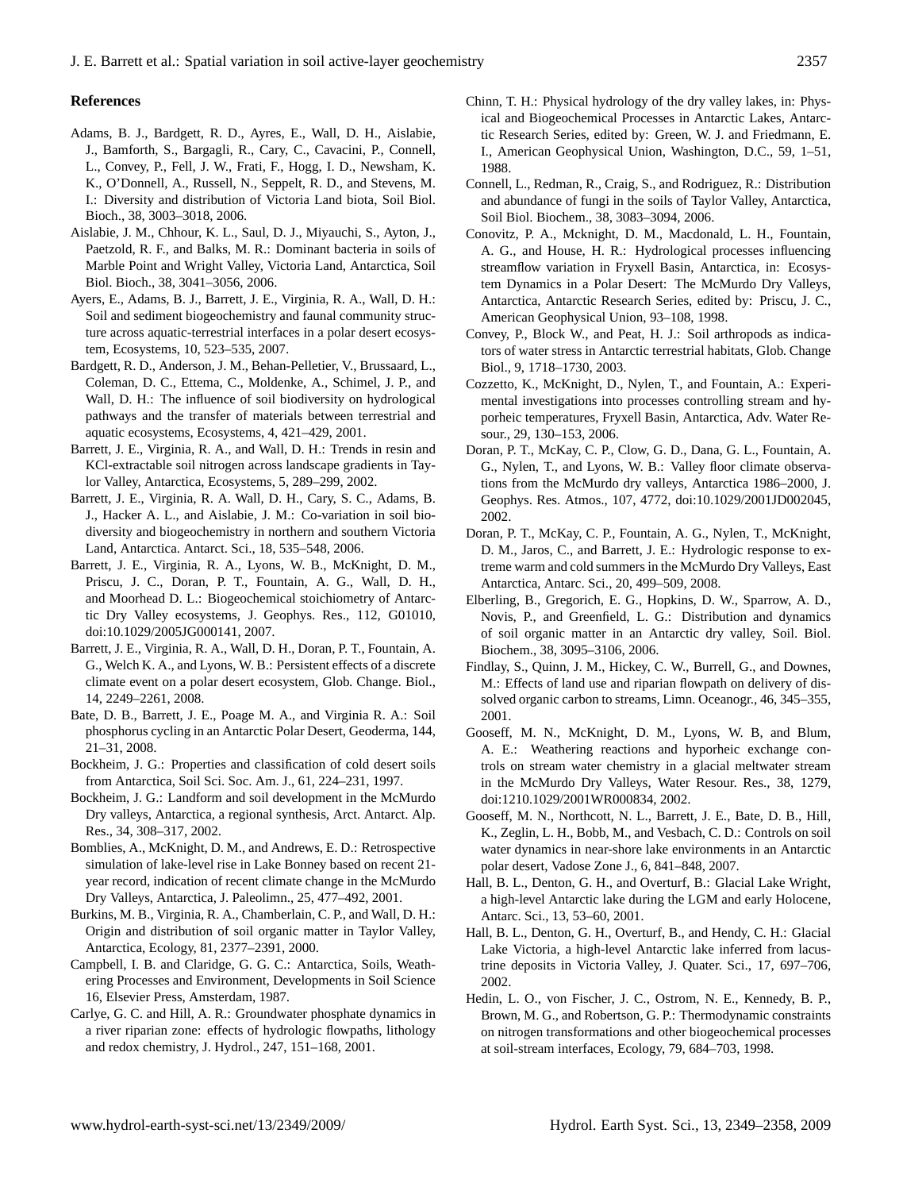## References

Adams, B. J., Bardgett, R. D., Ayres, E., Wall, D. H., Aislabie, J., Bamforth, S., Bargagli, R., Cary, C., Cavacini, P., Connell, L., Convey, P., Fell, J. W., Frati, F., Hogg, I. D., Newsham, K. K., O'Donnell, A., Russell, N., Seppelt, R. D., and Stevens, M. I.: Diversity and distribution of Victoria Land biota, Soil Biol. Bioch., 38, 3003–3018, 2006.

Aislabie, J. M., Chhour, K. L., Saul, D. J., Miyauchi, S., Ayton, J., Paetzold, R. F., and Balks, M. R.: Dominant bacteria in soils of Marble Point and Wright Valley, Victoria Land, Antarctica, Soil Biol. Bioch., 38, 3041–3056, 2006.

Ayers, E., Adams, B. J., Barrett, J. E., Virginia, R. A., Wall, D. H.: Soil and sediment biogeochemistry and faunal community structure across aquatic-terrestrial interfaces in a polar desert ecosystem, Ecosystems, 10, 523–535, 2007.

Bardgett, R. D., Anderson, J. M., Behan-Pelletier, V., Brussaard, L., Coleman, D. C., Ettema, C., Moldenke, A., Schimel, J. P., and Wall, D. H.: The influence of soil biodiversity on hydrological pathways and the transfer of materials between terrestrial and aquatic ecosystems, Ecosystems, 4, 421–429, 2001.

Barrett, J. E., Virginia, R. A., and Wall, D. H.: Trends in resin and KCl-extractable soil nitrogen across landscape gradients in Taylor Valley, Antarctica, Ecosystems, 5, 289–299, 2002.

Barrett, J. E., Virginia, R. A. Wall, D. H., Cary, S. C., Adams, B. J., Hacker A. L., and Aislabie, J. M.: Co-variation in soil biodiversity and biogeochemistry in northern and southern Victoria Land, Antarctica. Antarct. Sci., 18, 535–548, 2006.

Barrett, J. E., Virginia, R. A., Lyons, W. B., McKnight, D. M., Priscu, J. C., Doran, P. T., Fountain, A. G., Wall, D. H., and Moorhead D. L.: Biogeochemical stoichiometry of Antarctic Dry Valley ecosystems, J. Geophys. Res., 112, G01010, doi:10.1029/2005JG000141, 2007.

Barrett, J. E., Virginia, R. A., Wall, D. H., Doran, P. T., Fountain, A. G., Welch K. A., and Lyons, W. B.: Persistent effects of a discrete climate event on a polar desert ecosystem, Glob. Change. Biol., 14, 2249–2261, 2008.

Bate, D. B., Barrett, J. E., Poage M. A., and Virginia R. A.: Soil phosphorus cycling in an Antarctic Polar Desert, Geoderma, 144, 21–31, 2008.

Bockheim, J. G.: Properties and classification of cold desert soils from Antarctica, Soil Sci. Soc. Am. J., 61, 224–231, 1997.

Bockheim, J. G.: Landform and soil development in the McMurdo Dry valleys, Antarctica, a regional synthesis, Arct. Antarct. Alp. Res., 34, 308–317, 2002.

Bomblies, A., McKnight, D. M., and Andrews, E. D.: Retrospective simulation of lake-level rise in Lake Bonney based on recent 21-year record, indication of recent climate change in the McMurdo Dry Valleys, Antarctica, J. Paleolimn., 25, 477–492, 2001.

Burkins, M. B., Virginia, R. A., Chamberlain, C. P., and Wall, D. H.: Origin and distribution of soil organic matter in Taylor Valley, Antarctica, Ecology, 81, 2377–2391, 2000.

Campbell, I. B. and Claridge, G. G. C.: Antarctica, Soils, Weathering Processes and Environment, Developments in Soil Science 16, Elsevier Press, Amsterdam, 1987.

Carlye, G. C. and Hill, A. R.: Groundwater phosphate dynamics in a river riparian zone: effects of hydrologic flowpaths, lithology and redox chemistry, J. Hydrol., 247, 151–168, 2001.

Chinn, T. H.: Physical hydrology of the dry valley lakes, in: Physical and Biogeochemical Processes in Antarctic Lakes, Antarctic Research Series, edited by: Green, W. J. and Friedmann, E. I., American Geophysical Union, Washington, D.C., 59, 1–51, 1988.

Connell, L., Redman, R., Craig, S., and Rodriguez, R.: Distribution and abundance of fungi in the soils of Taylor Valley, Antarctica, Soil Biol. Biochem., 38, 3083–3094, 2006.

Conovitz, P. A., Mcknight, D. M., Macdonald, L. H., Fountain, A. G., and House, H. R.: Hydrological processes influencing streamflow variation in Fryxell Basin, Antarctica, in: Ecosystem Dynamics in a Polar Desert: The McMurdo Dry Valleys, Antarctica, Antarctic Research Series, edited by: Priscu, J. C., American Geophysical Union, 93–108, 1998.

Convey, P., Block W., and Peat, H. J.: Soil arthropods as indicators of water stress in Antarctic terrestrial habitats, Glob. Change Biol., 9, 1718–1730, 2003.

Cozzetto, K., McKnight, D., Nylen, T., and Fountain, A.: Experimental investigations into processes controlling stream and hyporheic temperatures, Fryxell Basin, Antarctica, Adv. Water Resour., 29, 130–153, 2006.

Doran, P. T., McKay, C. P., Clow, G. D., Dana, G. L., Fountain, A. G., Nylen, T., and Lyons, W. B.: Valley floor climate observations from the McMurdo dry valleys, Antarctica 1986–2000, J. Geophys. Res. Atmos., 107, 4772, doi:10.1029/2001JD002045, 2002.

Doran, P. T., McKay, C. P., Fountain, A. G., Nylen, T., McKnight, D. M., Jaros, C., and Barrett, J. E.: Hydrologic response to extreme warm and cold summers in the McMurdo Dry Valleys, East Antarctica, Antarc. Sci., 20, 499–509, 2008.

Elberling, B., Gregorich, E. G., Hopkins, D. W., Sparrow, A. D., Novis, P., and Greenfield, L. G.: Distribution and dynamics of soil organic matter in an Antarctic dry valley, Soil. Biol. Biochem., 38, 3095–3106, 2006.

Findlay, S., Quinn, J. M., Hickey, C. W., Burrell, G., and Downes, M.: Effects of land use and riparian flowpath on delivery of dissolved organic carbon to streams, Limn. Oceanogr., 46, 345–355, 2001.

Gooseff, M. N., McKnight, D. M., Lyons, W. B, and Blum, A. E.: Weathering reactions and hyporheic exchange controls on stream water chemistry in a glacial meltwater stream in the McMurdo Dry Valleys, Water Resour. Res., 38, 1279, doi:1210.1029/2001WR000834, 2002.

Gooseff, M. N., Northcott, N. L., Barrett, J. E., Bate, D. B., Hill, K., Zeglin, L. H., Bobb, M., and Vesbach, C. D.: Controls on soil water dynamics in near-shore lake environments in an Antarctic polar desert, Vadose Zone J., 6, 841–848, 2007.

Hall, B. L., Denton, G. H., and Overturf, B.: Glacial Lake Wright, a high-level Antarctic lake during the LGM and early Holocene, Antarc. Sci., 13, 53–60, 2001.

Hall, B. L., Denton, G. H., Overturf, B., and Hendy, C. H.: Glacial Lake Victoria, a high-level Antarctic lake inferred from lacustrine deposits in Victoria Valley, J. Quater. Sci., 17, 697–706, 2002.

Hedin, L. O., von Fischer, J. C., Ostrom, N. E., Kennedy, B. P., Brown, M. G., and Robertson, G. P.: Thermodynamic constraints on nitrogen transformations and other biogeochemical processes at soil-stream interfaces, Ecology, 79, 684–703, 1998.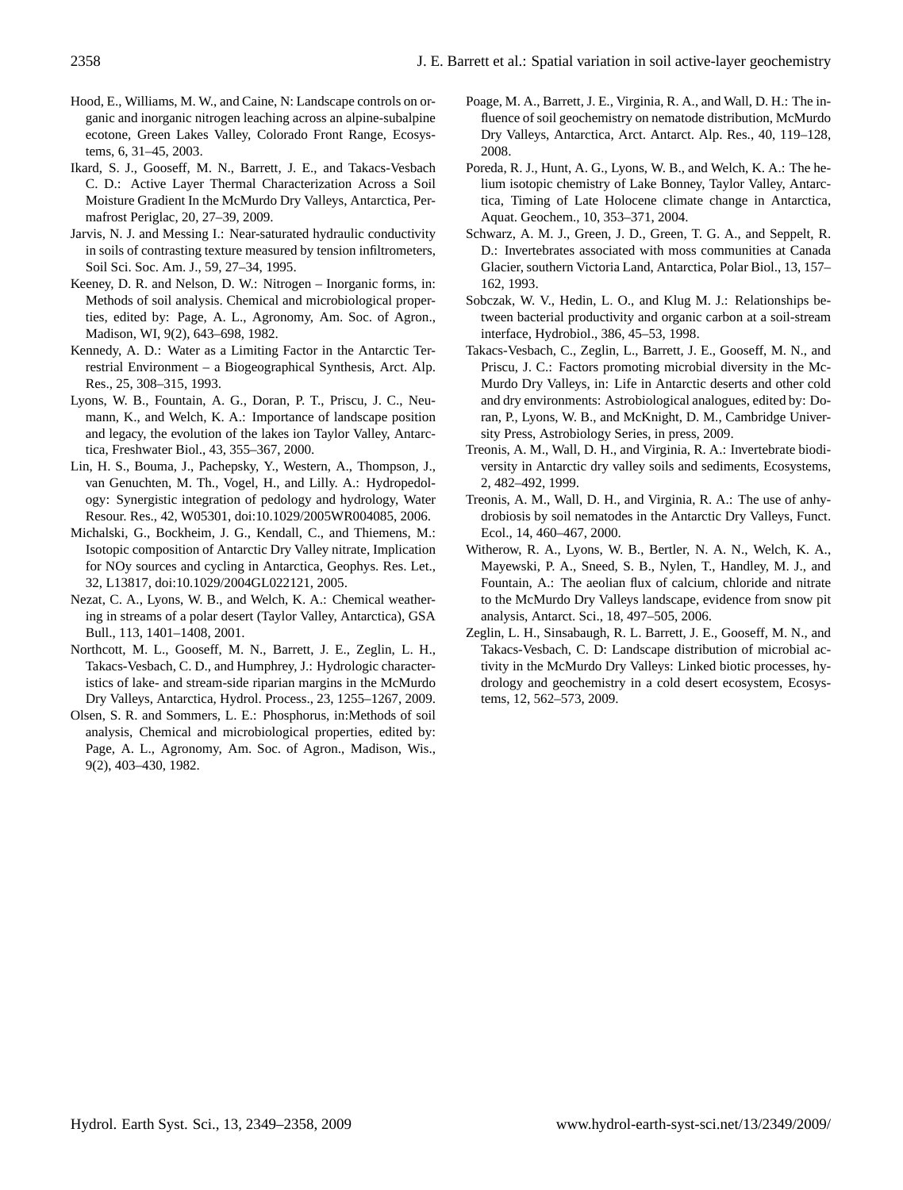Hood, E., Williams, M. W., and Caine, N: Landscape controls on organic and inorganic nitrogen leaching across an alpine-subalpine ecotone, Green Lakes Valley, Colorado Front Range, Ecosystems, 6, 31–45, 2003.

Ikard, S. J., Gooseff, M. N., Barrett, J. E., and Takacs-Vesbach C. D.: Active Layer Thermal Characterization Across a Soil Moisture Gradient In the McMurdo Dry Valleys, Antarctica, Permafrost Periglac, 20, 27–39, 2009.

Jarvis, N. J. and Messing I.: Near-saturated hydraulic conductivity in soils of contrasting texture measured by tension infiltrometers, Soil Sci. Soc. Am. J., 59, 27–34, 1995.

Keeney, D. R. and Nelson, D. W.: Nitrogen – Inorganic forms, in: Methods of soil analysis. Chemical and microbiological properties, edited by: Page, A. L., Agronomy, Am. Soc. of Agron., Madison, WI, 9(2), 643–698, 1982.

Kennedy, A. D.: Water as a Limiting Factor in the Antarctic Terrestrial Environment – a Biogeographical Synthesis, Arct. Alp. Res., 25, 308–315, 1993.

Lyons, W. B., Fountain, A. G., Doran, P. T., Priscu, J. C., Neumann, K., and Welch, K. A.: Importance of landscape position and legacy, the evolution of the lakes ion Taylor Valley, Antarctica, Freshwater Biol., 43, 355–367, 2000.

Lin, H. S., Bouma, J., Pachepsky, Y., Western, A., Thompson, J., van Genuchten, M. Th., Vogel, H., and Lilly. A.: Hydropedology: Synergistic integration of pedology and hydrology, Water Resour. Res., 42, W05301, doi:10.1029/2005WR004085, 2006.

Michalski, G., Bockheim, J. G., Kendall, C., and Thiemens, M.: Isotopic composition of Antarctic Dry Valley nitrate, Implication for NOy sources and cycling in Antarctica, Geophys. Res. Let., 32, L13817, doi:10.1029/2004GL022121, 2005.

Nezat, C. A., Lyons, W. B., and Welch, K. A.: Chemical weathering in streams of a polar desert (Taylor Valley, Antarctica), GSA Bull., 113, 1401–1408, 2001.

Northcott, M. L., Gooseff, M. N., Barrett, J. E., Zeglin, L. H., Takacs-Vesbach, C. D., and Humphrey, J.: Hydrologic characteristics of lake- and stream-side riparian margins in the McMurdo Dry Valleys, Antarctica, Hydrol. Process., 23, 1255–1267, 2009.

Olsen, S. R. and Sommers, L. E.: Phosphorus, in:Methods of soil analysis, Chemical and microbiological properties, edited by: Page, A. L., Agronomy, Am. Soc. of Agron., Madison, Wis., 9(2), 403–430, 1982.

Poage, M. A., Barrett, J. E., Virginia, R. A., and Wall, D. H.: The influence of soil geochemistry on nematode distribution, McMurdo Dry Valleys, Antarctica, Arct. Antarct. Alp. Res., 40, 119–128, 2008.

Poreda, R. J., Hunt, A. G., Lyons, W. B., and Welch, K. A.: The helium isotopic chemistry of Lake Bonney, Taylor Valley, Antarctica, Timing of Late Holocene climate change in Antarctica, Aquat. Geochem., 10, 353–371, 2004.

Schwarz, A. M. J., Green, J. D., Green, T. G. A., and Seppelt, R. D.: Invertebrates associated with moss communities at Canada Glacier, southern Victoria Land, Antarctica, Polar Biol., 13, 157–162, 1993.

Sobczak, W. V., Hedin, L. O., and Klug M. J.: Relationships between bacterial productivity and organic carbon at a soil-stream interface, Hydrobiol., 386, 45–53, 1998.

Takacs-Vesbach, C., Zeglin, L., Barrett, J. E., Gooseff, M. N., and Priscu, J. C.: Factors promoting microbial diversity in the McMurdo Dry Valleys, in: Life in Antarctic deserts and other cold and dry environments: Astrobiological analogues, edited by: Doran, P., Lyons, W. B., and McKnight, D. M., Cambridge University Press, Astrobiology Series, in press, 2009.

Treonis, A. M., Wall, D. H., and Virginia, R. A.: Invertebrate biodiversity in Antarctic dry valley soils and sediments, Ecosystems, 2, 482–492, 1999.

Treonis, A. M., Wall, D. H., and Virginia, R. A.: The use of anhydrobiosis by soil nematodes in the Antarctic Dry Valleys, Funct. Ecol., 14, 460–467, 2000.

Witherow, R. A., Lyons, W. B., Bertler, N. A. N., Welch, K. A., Mayewski, P. A., Sneed, S. B., Nylen, T., Handley, M. J., and Fountain, A.: The aeolian flux of calcium, chloride and nitrate to the McMurdo Dry Valleys landscape, evidence from snow pit analysis, Antarct. Sci., 18, 497–505, 2006.

Zeglin, L. H., Sinsabaugh, R. L. Barrett, J. E., Gooseff, M. N., and Takacs-Vesbach, C. D: Landscape distribution of microbial activity in the McMurdo Dry Valleys: Linked biotic processes, hydrology and geochemistry in a cold desert ecosystem, Ecosystems, 12, 562–573, 2009.